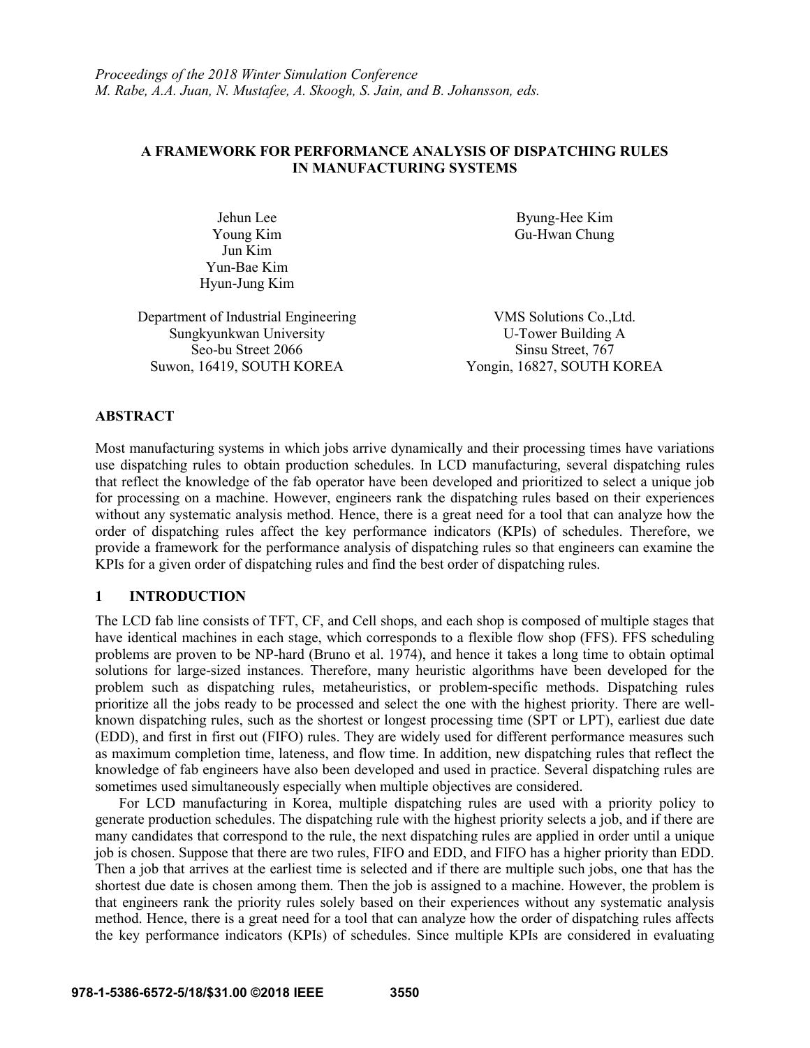*Proceedings of the 2018 Winter Simulation Conference*
*M. Rabe, A.A. Juan, N. Mustafee, A. Skoogh, S. Jain, and B. Johansson, eds.*

# A FRAMEWORK FOR PERFORMANCE ANALYSIS OF DISPATCHING RULES IN MANUFACTURING SYSTEMS

Jehun Lee
Young Kim
Jun Kim
Yun-Bae Kim
Hyun-Jung Kim

Department of Industrial Engineering
Sungkyunkwan University
Seo-bu Street 2066
Suwon, 16419, SOUTH KOREA

Byung-Hee Kim
Gu-Hwan Chung

VMS Solutions Co.,Ltd.
U-Tower Building A
Sinsu Street, 767
Yongin, 16827, SOUTH KOREA

## ABSTRACT

Most manufacturing systems in which jobs arrive dynamically and their processing times have variations use dispatching rules to obtain production schedules. In LCD manufacturing, several dispatching rules that reflect the knowledge of the fab operator have been developed and prioritized to select a unique job for processing on a machine. However, engineers rank the dispatching rules based on their experiences without any systematic analysis method. Hence, there is a great need for a tool that can analyze how the order of dispatching rules affect the key performance indicators (KPIs) of schedules. Therefore, we provide a framework for the performance analysis of dispatching rules so that engineers can examine the KPIs for a given order of dispatching rules and find the best order of dispatching rules.

## 1 INTRODUCTION

The LCD fab line consists of TFT, CF, and Cell shops, and each shop is composed of multiple stages that have identical machines in each stage, which corresponds to a flexible flow shop (FFS). FFS scheduling problems are proven to be NP-hard (Bruno et al. 1974), and hence it takes a long time to obtain optimal solutions for large-sized instances. Therefore, many heuristic algorithms have been developed for the problem such as dispatching rules, metaheuristics, or problem-specific methods. Dispatching rules prioritize all the jobs ready to be processed and select the one with the highest priority. There are well-known dispatching rules, such as the shortest or longest processing time (SPT or LPT), earliest due date (EDD), and first in first out (FIFO) rules. They are widely used for different performance measures such as maximum completion time, lateness, and flow time. In addition, new dispatching rules that reflect the knowledge of fab engineers have also been developed and used in practice. Several dispatching rules are sometimes used simultaneously especially when multiple objectives are considered.

For LCD manufacturing in Korea, multiple dispatching rules are used with a priority policy to generate production schedules. The dispatching rule with the highest priority selects a job, and if there are many candidates that correspond to the rule, the next dispatching rules are applied in order until a unique job is chosen. Suppose that there are two rules, FIFO and EDD, and FIFO has a higher priority than EDD. Then a job that arrives at the earliest time is selected and if there are multiple such jobs, one that has the shortest due date is chosen among them. Then the job is assigned to a machine. However, the problem is that engineers rank the priority rules solely based on their experiences without any systematic analysis method. Hence, there is a great need for a tool that can analyze how the order of dispatching rules affects the key performance indicators (KPIs) of schedules. Since multiple KPIs are considered in evaluating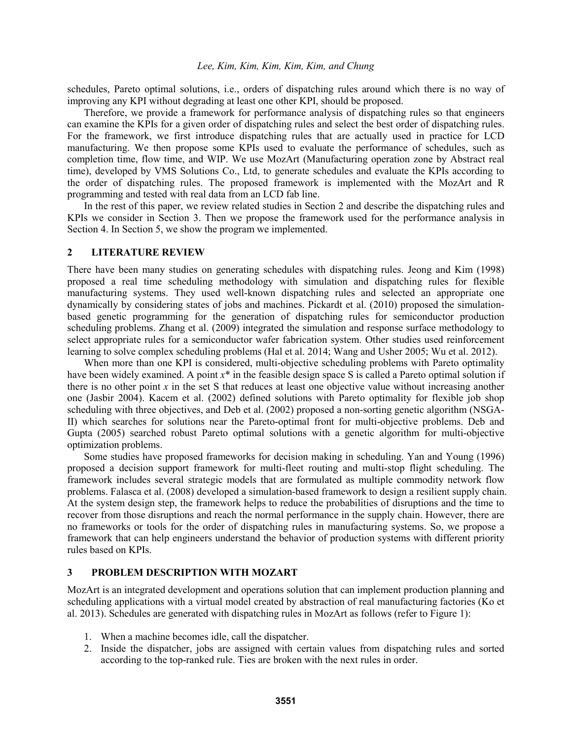schedules, Pareto optimal solutions, i.e., orders of dispatching rules around which there is no way of improving any KPI without degrading at least one other KPI, should be proposed.

Therefore, we provide a framework for performance analysis of dispatching rules so that engineers can examine the KPIs for a given order of dispatching rules and select the best order of dispatching rules. For the framework, we first introduce dispatching rules that are actually used in practice for LCD manufacturing. We then propose some KPIs used to evaluate the performance of schedules, such as completion time, flow time, and WIP. We use MozArt (Manufacturing operation zone by Abstract real time), developed by VMS Solutions Co., Ltd, to generate schedules and evaluate the KPIs according to the order of dispatching rules. The proposed framework is implemented with the MozArt and R programming and tested with real data from an LCD fab line.

In the rest of this paper, we review related studies in Section 2 and describe the dispatching rules and KPIs we consider in Section 3. Then we propose the framework used for the performance analysis in Section 4. In Section 5, we show the program we implemented.

## 2 LITERATURE REVIEW

There have been many studies on generating schedules with dispatching rules. Jeong and Kim (1998) proposed a real time scheduling methodology with simulation and dispatching rules for flexible manufacturing systems. They used well-known dispatching rules and selected an appropriate one dynamically by considering states of jobs and machines. Pickardt et al. (2010) proposed the simulation-based genetic programming for the generation of dispatching rules for semiconductor production scheduling problems. Zhang et al. (2009) integrated the simulation and response surface methodology to select appropriate rules for a semiconductor wafer fabrication system. Other studies used reinforcement learning to solve complex scheduling problems (Hal et al. 2014; Wang and Usher 2005; Wu et al. 2012).

When more than one KPI is considered, multi-objective scheduling problems with Pareto optimality have been widely examined. A point $x^*$ in the feasible design space S is called a Pareto optimal solution if there is no other point $x$ in the set S that reduces at least one objective value without increasing another one (Jasbir 2004). Kacem et al. (2002) defined solutions with Pareto optimality for flexible job shop scheduling with three objectives, and Deb et al. (2002) proposed a non-sorting genetic algorithm (NSGA-II) which searches for solutions near the Pareto-optimal front for multi-objective problems. Deb and Gupta (2005) searched robust Pareto optimal solutions with a genetic algorithm for multi-objective optimization problems.

Some studies have proposed frameworks for decision making in scheduling. Yan and Young (1996) proposed a decision support framework for multi-fleet routing and multi-stop flight scheduling. The framework includes several strategic models that are formulated as multiple commodity network flow problems. Falasca et al. (2008) developed a simulation-based framework to design a resilient supply chain. At the system design step, the framework helps to reduce the probabilities of disruptions and the time to recover from those disruptions and reach the normal performance in the supply chain. However, there are no frameworks or tools for the order of dispatching rules in manufacturing systems. So, we propose a framework that can help engineers understand the behavior of production systems with different priority rules based on KPIs.

## 3 PROBLEM DESCRIPTION WITH MOZART

MozArt is an integrated development and operations solution that can implement production planning and scheduling applications with a virtual model created by abstraction of real manufacturing factories (Ko et al. 2013). Schedules are generated with dispatching rules in MozArt as follows (refer to Figure 1):

1. When a machine becomes idle, call the dispatcher.
2. Inside the dispatcher, jobs are assigned with certain values from dispatching rules and sorted according to the top-ranked rule. Ties are broken with the next rules in order.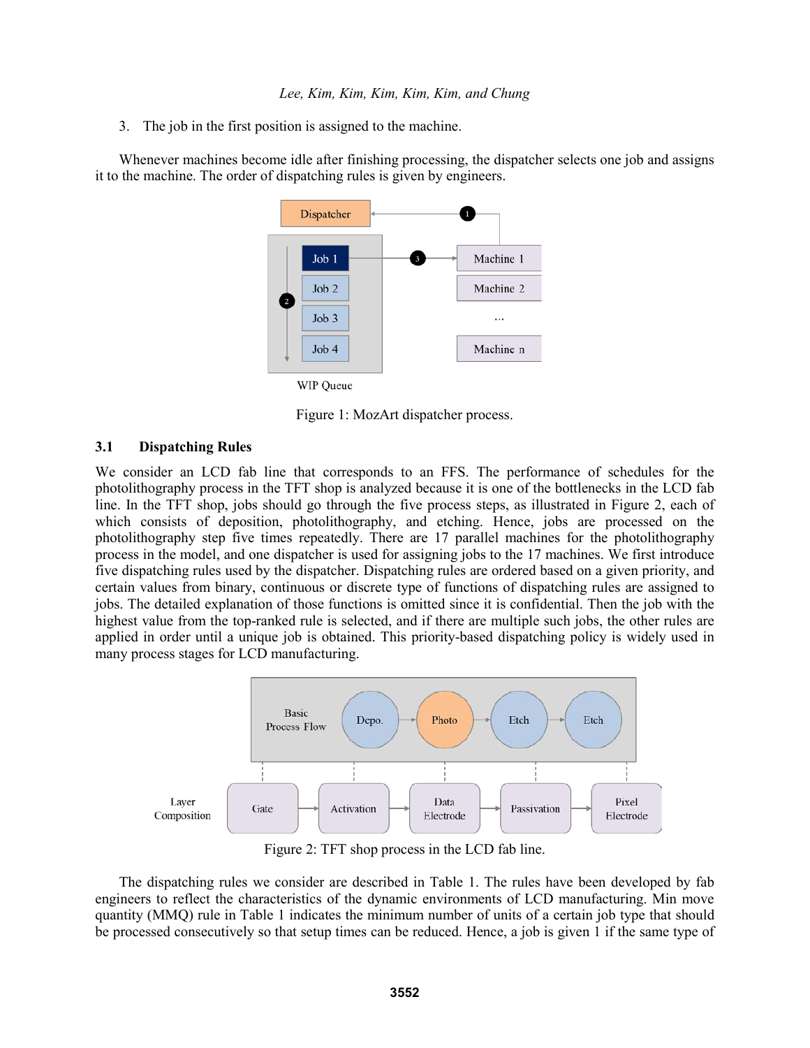3. The job in the first position is assigned to the machine.

Whenever machines become idle after finishing processing, the dispatcher selects one job and assigns it to the machine. The order of dispatching rules is given by engineers.

Figure 1: MozArt dispatcher process.

## 3.1 Dispatching Rules

We consider an LCD fab line that corresponds to an FFS. The performance of schedules for the photolithography process in the TFT shop is analyzed because it is one of the bottlenecks in the LCD fab line. In the TFT shop, jobs should go through the five process steps, as illustrated in Figure 2, each of which consists of deposition, photolithography, and etching. Hence, jobs are processed on the photolithography step five times repeatedly. There are 17 parallel machines for the photolithography process in the model, and one dispatcher is used for assigning jobs to the 17 machines. We first introduce five dispatching rules used by the dispatcher. Dispatching rules are ordered based on a given priority, and certain values from binary, continuous or discrete type of functions of dispatching rules are assigned to jobs. The detailed explanation of those functions is omitted since it is confidential. Then the job with the highest value from the top-ranked rule is selected, and if there are multiple such jobs, the other rules are applied in order until a unique job is obtained. This priority-based dispatching policy is widely used in many process stages for LCD manufacturing.

Figure 2: TFT shop process in the LCD fab line.

The dispatching rules we consider are described in Table 1. The rules have been developed by fab engineers to reflect the characteristics of the dynamic environments of LCD manufacturing. Min move quantity (MMQ) rule in Table 1 indicates the minimum number of units of a certain job type that should be processed consecutively so that setup times can be reduced. Hence, a job is given 1 if the same type of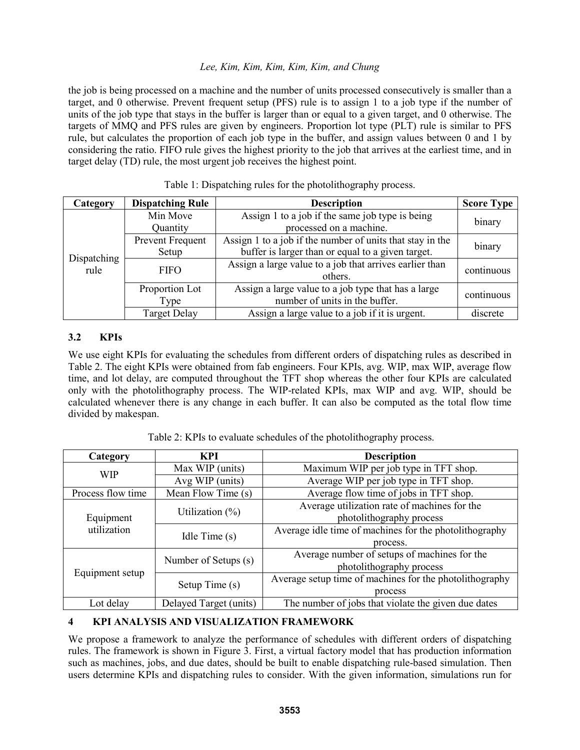the job is being processed on a machine and the number of units processed consecutively is smaller than a target, and 0 otherwise. Prevent frequent setup (PFS) rule is to assign 1 to a job type if the number of units of the job type that stays in the buffer is larger than or equal to a given target, and 0 otherwise. The targets of MMQ and PFS rules are given by engineers. Proportion lot type (PLT) rule is similar to PFS rule, but calculates the proportion of each job type in the buffer, and assign values between 0 and 1 by considering the ratio. FIFO rule gives the highest priority to the job that arrives at the earliest time, and in target delay (TD) rule, the most urgent job receives the highest point.

Table 1: Dispatching rules for the photolithography process.

| Category | Dispatching Rule | Description | Score Type |
|---|---|---|---|
| Dispatching rule | Min Move Quantity | Assign 1 to a job if the same job type is being processed on a machine. | binary |
| | Prevent Frequent Setup | Assign 1 to a job if the number of units that stay in the buffer is larger than or equal to a given target. | binary |
| | FIFO | Assign a large value to a job that arrives earlier than others. | continuous |
| | Proportion Lot Type | Assign a large value to a job type that has a large number of units in the buffer. | continuous |
| | Target Delay | Assign a large value to a job if it is urgent. | discrete |

### 3.2 KPIs

We use eight KPIs for evaluating the schedules from different orders of dispatching rules as described in Table 2. The eight KPIs were obtained from fab engineers. Four KPIs, avg. WIP, max WIP, average flow time, and lot delay, are computed throughout the TFT shop whereas the other four KPIs are calculated only with the photolithography process. The WIP-related KPIs, max WIP and avg. WIP, should be calculated whenever there is any change in each buffer. It can also be computed as the total flow time divided by makespan.

Table 2: KPIs to evaluate schedules of the photolithography process.

| Category | KPI | Description |
|---|---|---|
| WIP | Max WIP (units) | Maximum WIP per job type in TFT shop. |
| | Avg WIP (units) | Average WIP per job type in TFT shop. |
| Process flow time | Mean Flow Time (s) | Average flow time of jobs in TFT shop. |
| Equipment utilization | Utilization (%) | Average utilization rate of machines for the photolithography process |
| | Idle Time (s) | Average idle time of machines for the photolithography process. |
| Equipment setup | Number of Setups (s) | Average number of setups of machines for the photolithography process |
| | Setup Time (s) | Average setup time of machines for the photolithography process |
| Lot delay | Delayed Target (units) | The number of jobs that violate the given due dates |

## 4 KPI ANALYSIS AND VISUALIZATION FRAMEWORK

We propose a framework to analyze the performance of schedules with different orders of dispatching rules. The framework is shown in Figure 3. First, a virtual factory model that has production information such as machines, jobs, and due dates, should be built to enable dispatching rule-based simulation. Then users determine KPIs and dispatching rules to consider. With the given information, simulations run for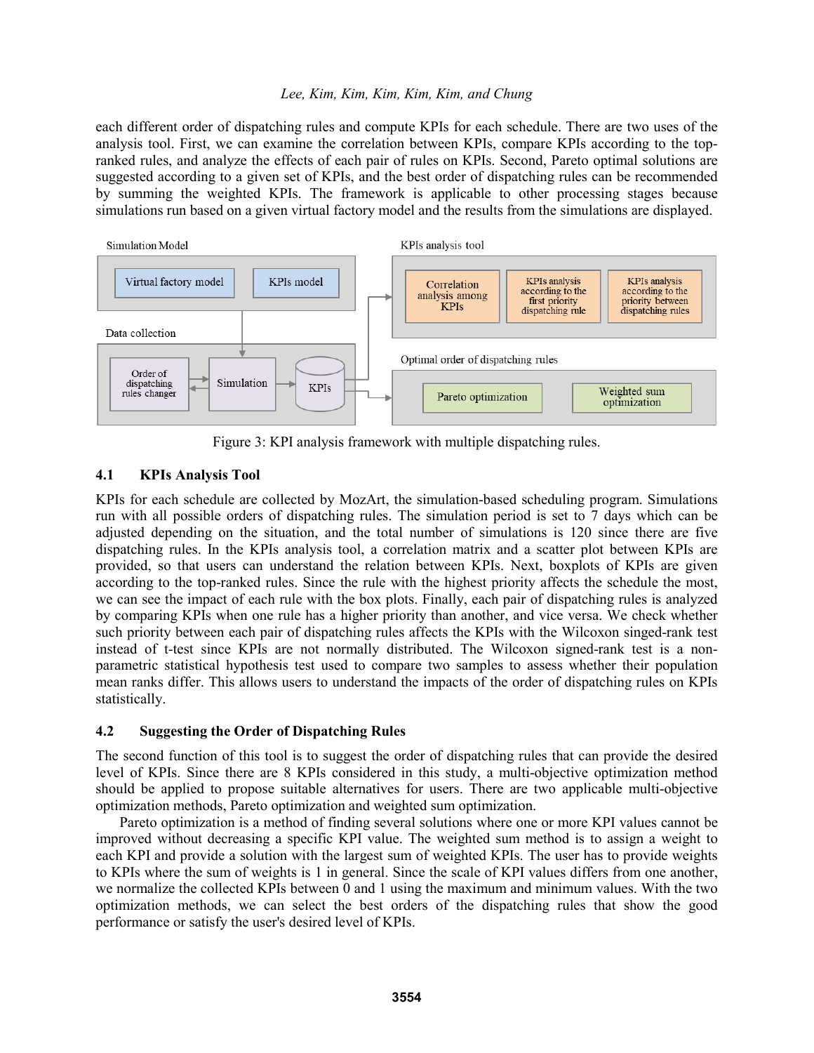each different order of dispatching rules and compute KPIs for each schedule. There are two uses of the analysis tool. First, we can examine the correlation between KPIs, compare KPIs according to the top-ranked rules, and analyze the effects of each pair of rules on KPIs. Second, Pareto optimal solutions are suggested according to a given set of KPIs, and the best order of dispatching rules can be recommended by summing the weighted KPIs. The framework is applicable to other processing stages because simulations run based on a given virtual factory model and the results from the simulations are displayed.

Figure 3: KPI analysis framework with multiple dispatching rules.

## 4.1 KPIs Analysis Tool

KPIs for each schedule are collected by MozArt, the simulation-based scheduling program. Simulations run with all possible orders of dispatching rules. The simulation period is set to 7 days which can be adjusted depending on the situation, and the total number of simulations is 120 since there are five dispatching rules. In the KPIs analysis tool, a correlation matrix and a scatter plot between KPIs are provided, so that users can understand the relation between KPIs. Next, boxplots of KPIs are given according to the top-ranked rules. Since the rule with the highest priority affects the schedule the most, we can see the impact of each rule with the box plots. Finally, each pair of dispatching rules is analyzed by comparing KPIs when one rule has a higher priority than another, and vice versa. We check whether such priority between each pair of dispatching rules affects the KPIs with the Wilcoxon singed-rank test instead of t-test since KPIs are not normally distributed. The Wilcoxon signed-rank test is a non-parametric statistical hypothesis test used to compare two samples to assess whether their population mean ranks differ. This allows users to understand the impacts of the order of dispatching rules on KPIs statistically.

## 4.2 Suggesting the Order of Dispatching Rules

The second function of this tool is to suggest the order of dispatching rules that can provide the desired level of KPIs. Since there are 8 KPIs considered in this study, a multi-objective optimization method should be applied to propose suitable alternatives for users. There are two applicable multi-objective optimization methods, Pareto optimization and weighted sum optimization.

Pareto optimization is a method of finding several solutions where one or more KPI values cannot be improved without decreasing a specific KPI value. The weighted sum method is to assign a weight to each KPI and provide a solution with the largest sum of weighted KPIs. The user has to provide weights to KPIs where the sum of weights is 1 in general. Since the scale of KPI values differs from one another, we normalize the collected KPIs between 0 and 1 using the maximum and minimum values. With the two optimization methods, we can select the best orders of the dispatching rules that show the good performance or satisfy the user's desired level of KPIs.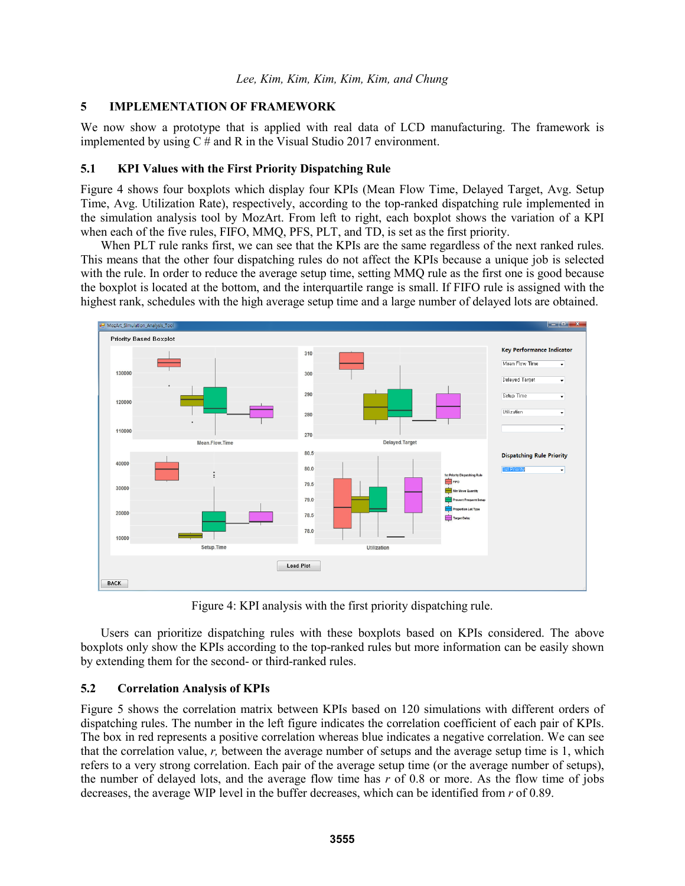## 5 IMPLEMENTATION OF FRAMEWORK

We now show a prototype that is applied with real data of LCD manufacturing. The framework is implemented by using C # and R in the Visual Studio 2017 environment.

### 5.1 KPI Values with the First Priority Dispatching Rule

Figure 4 shows four boxplots which display four KPIs (Mean Flow Time, Delayed Target, Avg. Setup Time, Avg. Utilization Rate), respectively, according to the top-ranked dispatching rule implemented in the simulation analysis tool by MozArt. From left to right, each boxplot shows the variation of a KPI when each of the five rules, FIFO, MMQ, PFS, PLT, and TD, is set as the first priority.

When PLT rule ranks first, we can see that the KPIs are the same regardless of the next ranked rules. This means that the other four dispatching rules do not affect the KPIs because a unique job is selected with the rule. In order to reduce the average setup time, setting MMQ rule as the first one is good because the boxplot is located at the bottom, and the interquartile range is small. If FIFO rule is assigned with the highest rank, schedules with the high average setup time and a large number of delayed lots are obtained.

Figure 4: KPI analysis with the first priority dispatching rule.

Users can prioritize dispatching rules with these boxplots based on KPIs considered. The above boxplots only show the KPIs according to the top-ranked rules but more information can be easily shown by extending them for the second- or third-ranked rules.

### 5.2 Correlation Analysis of KPIs

Figure 5 shows the correlation matrix between KPIs based on 120 simulations with different orders of dispatching rules. The number in the left figure indicates the correlation coefficient of each pair of KPIs. The box in red represents a positive correlation whereas blue indicates a negative correlation. We can see that the correlation value, $r$, between the average number of setups and the average setup time is 1, which refers to a very strong correlation. Each pair of the average setup time (or the average number of setups), the number of delayed lots, and the average flow time has $r$ of 0.8 or more. As the flow time of jobs decreases, the average WIP level in the buffer decreases, which can be identified from $r$ of 0.89.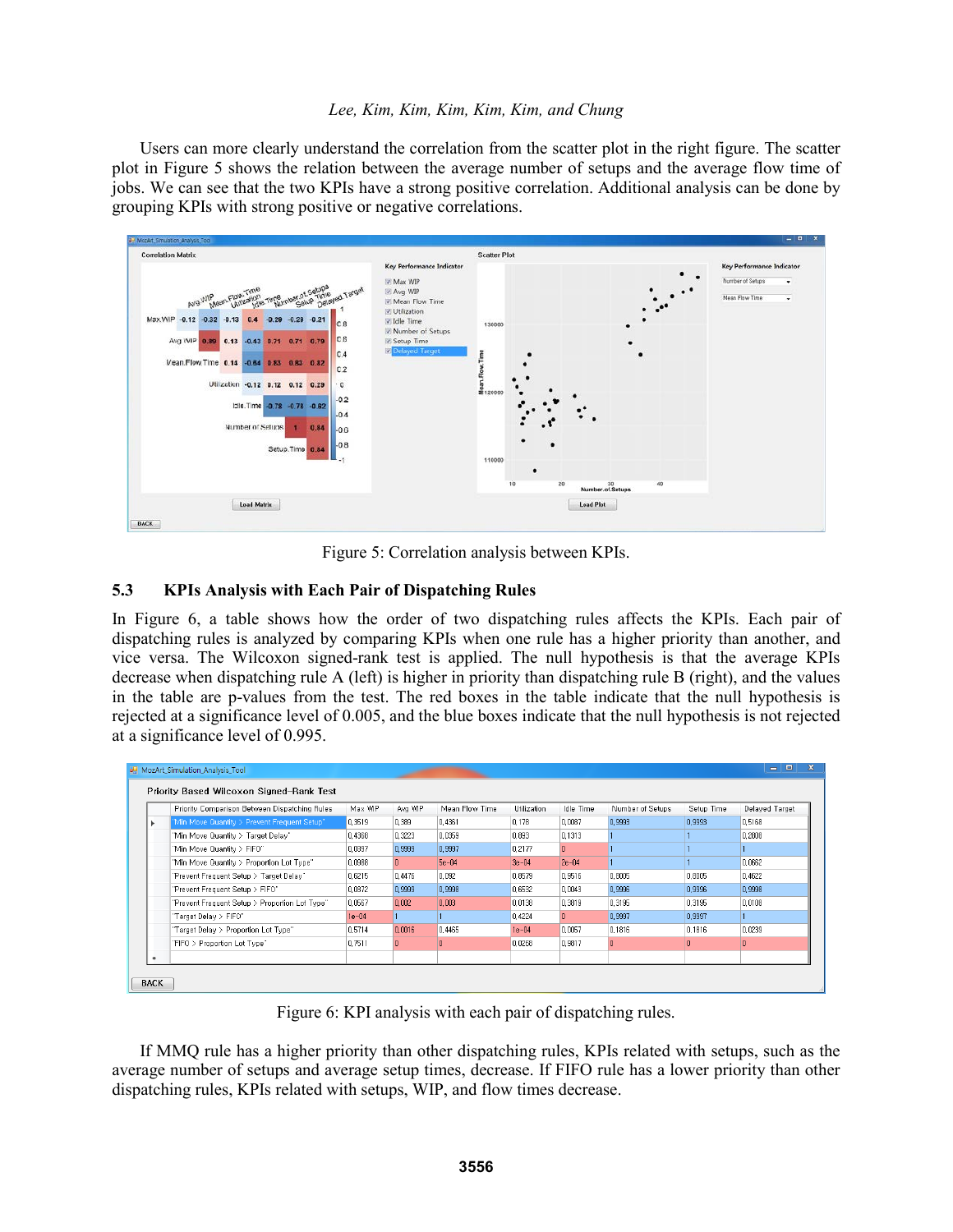Users can more clearly understand the correlation from the scatter plot in the right figure. The scatter plot in Figure 5 shows the relation between the average number of setups and the average flow time of jobs. We can see that the two KPIs have a strong positive correlation. Additional analysis can be done by grouping KPIs with strong positive or negative correlations.

Figure 5: Correlation analysis between KPIs.

## 5.3 KPIs Analysis with Each Pair of Dispatching Rules

In Figure 6, a table shows how the order of two dispatching rules affects the KPIs. Each pair of dispatching rules is analyzed by comparing KPIs when one rule has a higher priority than another, and vice versa. The Wilcoxon signed-rank test is applied. The null hypothesis is that the average KPIs decrease when dispatching rule A (left) is higher in priority than dispatching rule B (right), and the values in the table are p-values from the test. The red boxes in the table indicate that the null hypothesis is rejected at a significance level of 0.005, and the blue boxes indicate that the null hypothesis is not rejected at a significance level of 0.995.

Figure 6: KPI analysis with each pair of dispatching rules.

If MMQ rule has a higher priority than other dispatching rules, KPIs related with setups, such as the average number of setups and average setup times, decrease. If FIFO rule has a lower priority than other dispatching rules, KPIs related with setups, WIP, and flow times decrease.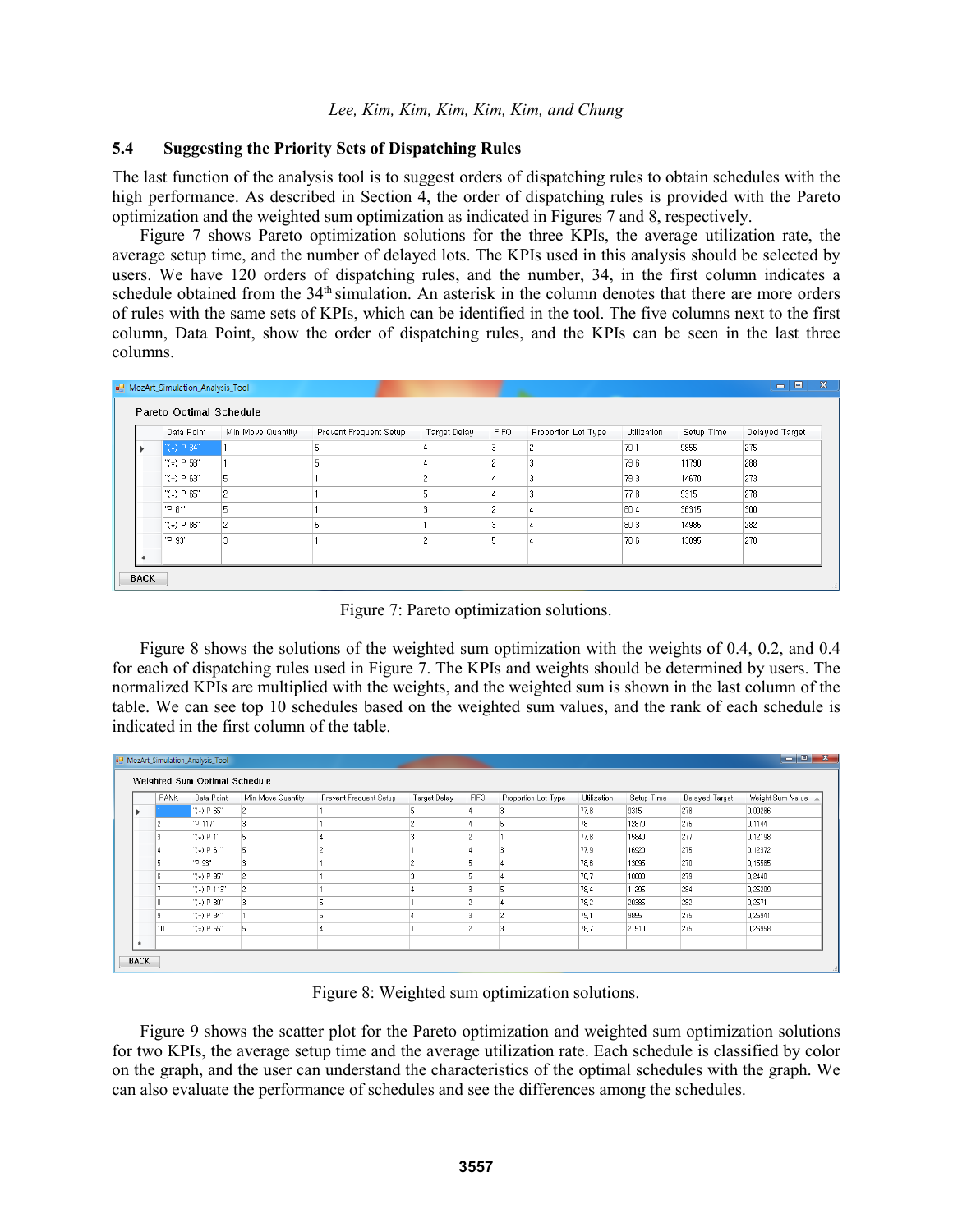### 5.4 Suggesting the Priority Sets of Dispatching Rules

The last function of the analysis tool is to suggest orders of dispatching rules to obtain schedules with the high performance. As described in Section 4, the order of dispatching rules is provided with the Pareto optimization and the weighted sum optimization as indicated in Figures 7 and 8, respectively.

Figure 7 shows Pareto optimization solutions for the three KPIs, the average utilization rate, the average setup time, and the number of delayed lots. The KPIs used in this analysis should be selected by users. We have 120 orders of dispatching rules, and the number, 34, in the first column indicates a schedule obtained from the 34th simulation. An asterisk in the column denotes that there are more orders of rules with the same sets of KPIs, which can be identified in the tool. The five columns next to the first column, Data Point, show the order of dispatching rules, and the KPIs can be seen in the last three columns.

MozArt_Simulation_Analysis_Tool

Pareto Optimal Schedule

| Data Point | Min Move Quantity | Prevent Frequent Setup | Target Delay | FIFO | Proportion Lot Type | Utilization | Setup Time | Delayed Target |
|---|---|---|---|---|---|---|---|---|
| "(*) P 34" | 1 | 5 | 4 | 3 | 2 | 79.1 | 9855 | 275 |
| "(*) P 53" | 1 | 5 | 4 | 2 | 3 | 79.6 | 11790 | 288 |
| "(*) P 63" | 5 | 1 | 2 | 4 | 3 | 79.3 | 14670 | 273 |
| "(*) P 65" | 2 | 1 | 5 | 4 | 3 | 77.8 | 9315 | 278 |
| "P 81" | 5 | 1 | 3 | 2 | 4 | 80.4 | 36315 | 300 |
| "(*) P 86" | 2 | 5 | 1 | 3 | 4 | 80.3 | 14985 | 282 |
| "P 93" | 3 | 1 | 2 | 5 | 4 | 78.6 | 13095 | 270 |

BACK

Figure 7: Pareto optimization solutions.

Figure 8 shows the solutions of the weighted sum optimization with the weights of 0.4, 0.2, and 0.4 for each of dispatching rules used in Figure 7. The KPIs and weights should be determined by users. The normalized KPIs are multiplied with the weights, and the weighted sum is shown in the last column of the table. We can see top 10 schedules based on the weighted sum values, and the rank of each schedule is indicated in the first column of the table.

MozArt_Simulation_Analysis_Tool

Weighted Sum Optimal Schedule

| RANK | Data Point | Min Move Quantity | Prevent Frequent Setup | Target Delay | FIFO | Proportion Lot Type | Utilization | Setup Time | Delayed Target | Weight Sum Value |
|---|---|---|---|---|---|---|---|---|---|---|
| 1 | "(*) P 65" | 2 | 1 | 5 | 4 | 3 | 77.8 | 9315 | 278 | 0.09286 |
| 2 | "P 117" | 3 | 1 | 2 | 4 | 5 | 78 | 12870 | 275 | 0.1144 |
| 3 | "(*) P 1" | 5 | 4 | 3 | 2 | 1 | 77.8 | 15840 | 277 | 0.12198 |
| 4 | "(*) P 61" | 5 | 2 | 1 | 4 | 3 | 77.9 | 16920 | 275 | 0.12372 |
| 5 | "P 93" | 3 | 1 | 2 | 5 | 4 | 78.6 | 13095 | 270 | 0.15585 |
| 6 | "(*) P 95" | 2 | 1 | 3 | 5 | 4 | 78.7 | 10800 | 279 | 0.2448 |
| 7 | "(*) P 113" | 2 | 1 | 4 | 3 | 5 | 78.4 | 11295 | 284 | 0.25209 |
| 8 | "(*) P 80" | 3 | 5 | 1 | 2 | 4 | 78.2 | 20385 | 282 | 0.2571 |
| 9 | "(*) P 34" | 1 | 5 | 4 | 3 | 2 | 79.1 | 9855 | 275 | 0.25941 |
| 10 | "(*) P 55" | 5 | 4 | 1 | 2 | 3 | 78.7 | 21510 | 275 | 0.26858 |

BACK

Figure 8: Weighted sum optimization solutions.

Figure 9 shows the scatter plot for the Pareto optimization and weighted sum optimization solutions for two KPIs, the average setup time and the average utilization rate. Each schedule is classified by color on the graph, and the user can understand the characteristics of the optimal schedules with the graph. We can also evaluate the performance of schedules and see the differences among the schedules.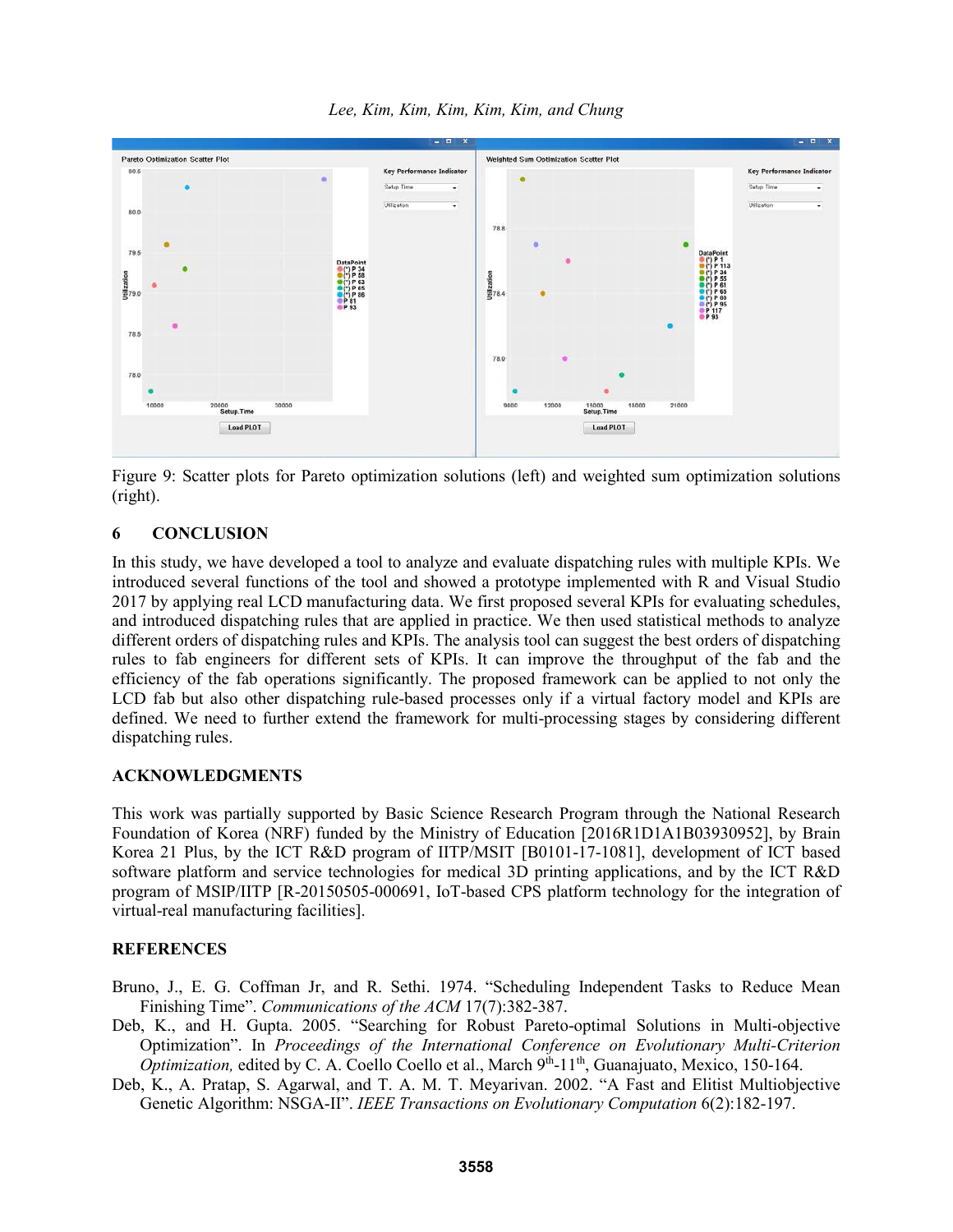Figure 9: Scatter plots for Pareto optimization solutions (left) and weighted sum optimization solutions (right).

## 6 CONCLUSION

In this study, we have developed a tool to analyze and evaluate dispatching rules with multiple KPIs. We introduced several functions of the tool and showed a prototype implemented with R and Visual Studio 2017 by applying real LCD manufacturing data. We first proposed several KPIs for evaluating schedules, and introduced dispatching rules that are applied in practice. We then used statistical methods to analyze different orders of dispatching rules and KPIs. The analysis tool can suggest the best orders of dispatching rules to fab engineers for different sets of KPIs. It can improve the throughput of the fab and the efficiency of the fab operations significantly. The proposed framework can be applied to not only the LCD fab but also other dispatching rule-based processes only if a virtual factory model and KPIs are defined. We need to further extend the framework for multi-processing stages by considering different dispatching rules.

## ACKNOWLEDGMENTS

This work was partially supported by Basic Science Research Program through the National Research Foundation of Korea (NRF) funded by the Ministry of Education [2016R1D1A1B03930952], by Brain Korea 21 Plus, by the ICT R&D program of IITP/MSIT [B0101-17-1081], development of ICT based software platform and service technologies for medical 3D printing applications, and by the ICT R&D program of MSIP/IITP [R-20150505-000691, IoT-based CPS platform technology for the integration of virtual-real manufacturing facilities].

## REFERENCES

Bruno, J., E. G. Coffman Jr, and R. Sethi. 1974. "Scheduling Independent Tasks to Reduce Mean Finishing Time". *Communications of the ACM* 17(7):382-387.

Deb, K., and H. Gupta. 2005. "Searching for Robust Pareto-optimal Solutions in Multi-objective Optimization". In *Proceedings of the International Conference on Evolutionary Multi-Criterion Optimization,* edited by C. A. Coello Coello et al., March 9th-11th, Guanajuato, Mexico, 150-164.

Deb, K., A. Pratap, S. Agarwal, and T. A. M. T. Meyarivan. 2002. "A Fast and Elitist Multiobjective Genetic Algorithm: NSGA-II". *IEEE Transactions on Evolutionary Computation* 6(2):182-197.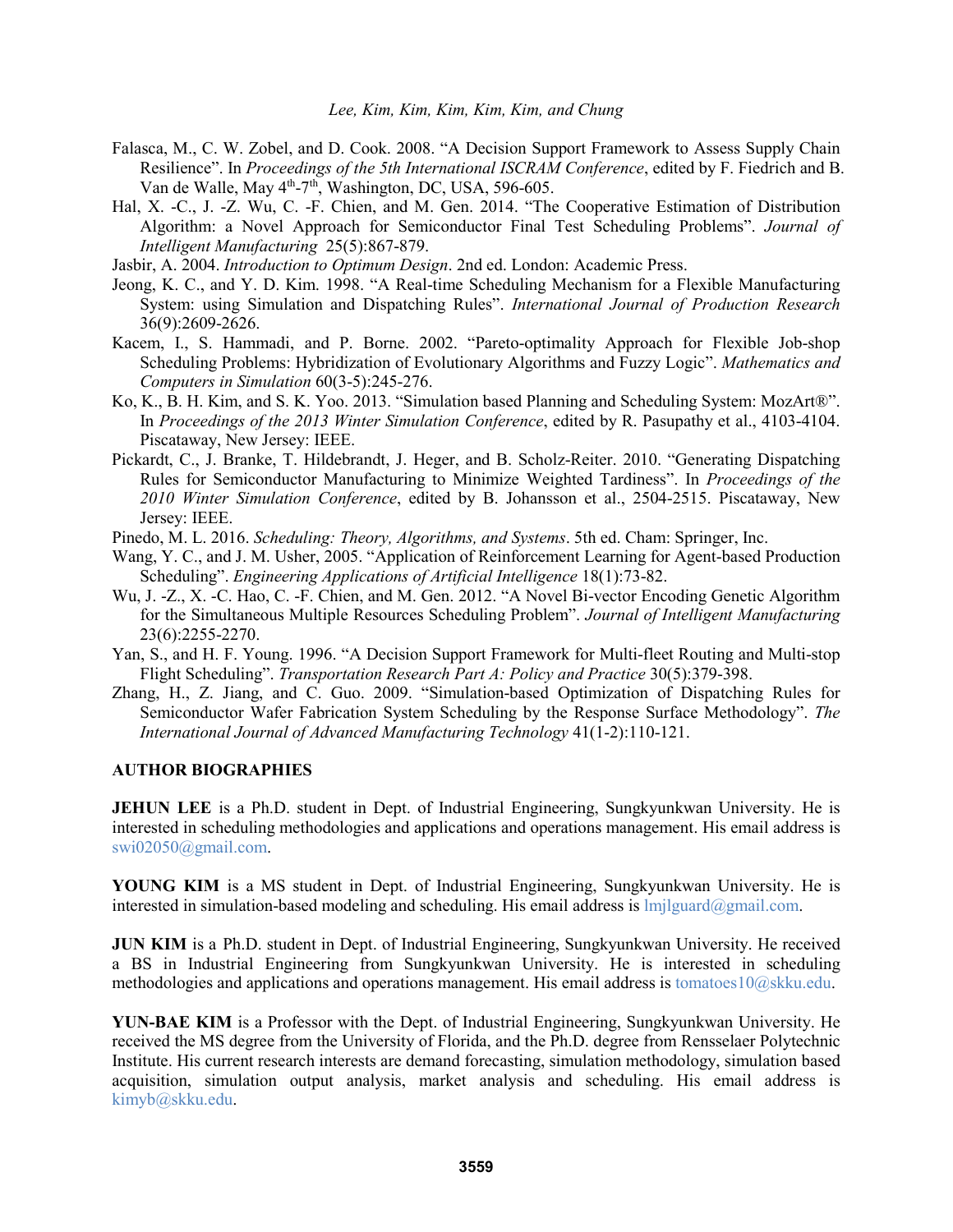Falasca, M., C. W. Zobel, and D. Cook. 2008. "A Decision Support Framework to Assess Supply Chain Resilience". In *Proceedings of the 5th International ISCRAM Conference*, edited by F. Fiedrich and B. Van de Walle, May 4th-7th, Washington, DC, USA, 596-605.

Hal, X. -C., J. -Z. Wu, C. -F. Chien, and M. Gen. 2014. "The Cooperative Estimation of Distribution Algorithm: a Novel Approach for Semiconductor Final Test Scheduling Problems". *Journal of Intelligent Manufacturing* 25(5):867-879.

Jasbir, A. 2004. *Introduction to Optimum Design*. 2nd ed. London: Academic Press.

Jeong, K. C., and Y. D. Kim. 1998. "A Real-time Scheduling Mechanism for a Flexible Manufacturing System: using Simulation and Dispatching Rules". *International Journal of Production Research* 36(9):2609-2626.

Kacem, I., S. Hammadi, and P. Borne. 2002. "Pareto-optimality Approach for Flexible Job-shop Scheduling Problems: Hybridization of Evolutionary Algorithms and Fuzzy Logic". *Mathematics and Computers in Simulation* 60(3-5):245-276.

Ko, K., B. H. Kim, and S. K. Yoo. 2013. "Simulation based Planning and Scheduling System: MozArt®". In *Proceedings of the 2013 Winter Simulation Conference*, edited by R. Pasupathy et al., 4103-4104. Piscataway, New Jersey: IEEE.

Pickardt, C., J. Branke, T. Hildebrandt, J. Heger, and B. Scholz-Reiter. 2010. "Generating Dispatching Rules for Semiconductor Manufacturing to Minimize Weighted Tardiness". In *Proceedings of the 2010 Winter Simulation Conference*, edited by B. Johansson et al., 2504-2515. Piscataway, New Jersey: IEEE.

Pinedo, M. L. 2016. *Scheduling: Theory, Algorithms, and Systems*. 5th ed. Cham: Springer, Inc.

Wang, Y. C., and J. M. Usher, 2005. "Application of Reinforcement Learning for Agent-based Production Scheduling". *Engineering Applications of Artificial Intelligence* 18(1):73-82.

Wu, J. -Z., X. -C. Hao, C. -F. Chien, and M. Gen. 2012. "A Novel Bi-vector Encoding Genetic Algorithm for the Simultaneous Multiple Resources Scheduling Problem". *Journal of Intelligent Manufacturing* 23(6):2255-2270.

Yan, S., and H. F. Young. 1996. "A Decision Support Framework for Multi-fleet Routing and Multi-stop Flight Scheduling". *Transportation Research Part A: Policy and Practice* 30(5):379-398.

Zhang, H., Z. Jiang, and C. Guo. 2009. "Simulation-based Optimization of Dispatching Rules for Semiconductor Wafer Fabrication System Scheduling by the Response Surface Methodology". *The International Journal of Advanced Manufacturing Technology* 41(1-2):110-121.

## AUTHOR BIOGRAPHIES

**JEHUN LEE** is a Ph.D. student in Dept. of Industrial Engineering, Sungkyunkwan University. He is interested in scheduling methodologies and applications and operations management. His email address is swi02050@gmail.com.

**YOUNG KIM** is a MS student in Dept. of Industrial Engineering, Sungkyunkwan University. He is interested in simulation-based modeling and scheduling. His email address is lmjlguard@gmail.com.

**JUN KIM** is a Ph.D. student in Dept. of Industrial Engineering, Sungkyunkwan University. He received a BS in Industrial Engineering from Sungkyunkwan University. He is interested in scheduling methodologies and applications and operations management. His email address is tomatoes10@skku.edu.

**YUN-BAE KIM** is a Professor with the Dept. of Industrial Engineering, Sungkyunkwan University. He received the MS degree from the University of Florida, and the Ph.D. degree from Rensselaer Polytechnic Institute. His current research interests are demand forecasting, simulation methodology, simulation based acquisition, simulation output analysis, market analysis and scheduling. His email address is kimyb@skku.edu.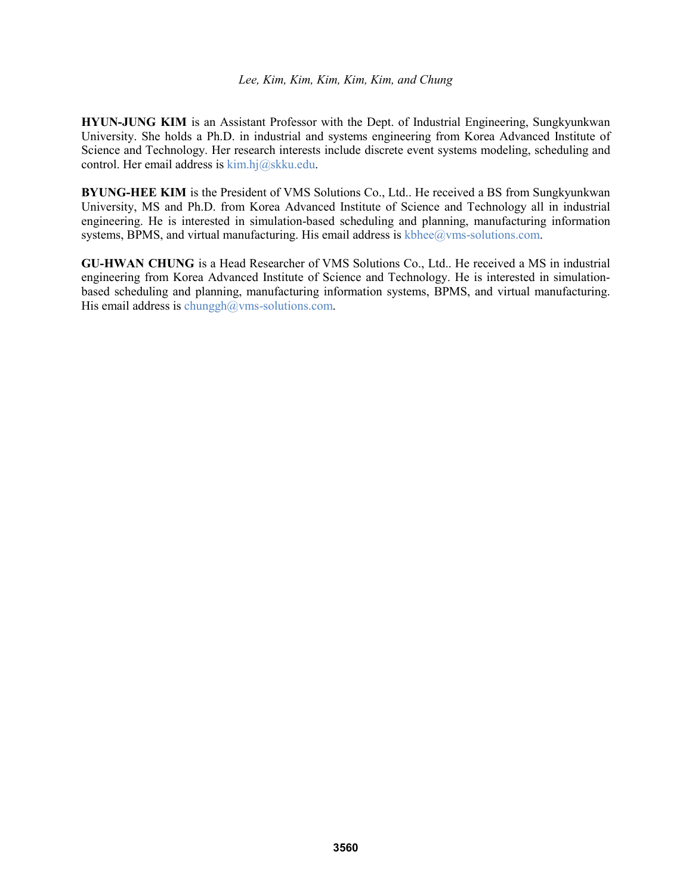**HYUN-JUNG KIM** is an Assistant Professor with the Dept. of Industrial Engineering, Sungkyunkwan University. She holds a Ph.D. in industrial and systems engineering from Korea Advanced Institute of Science and Technology. Her research interests include discrete event systems modeling, scheduling and control. Her email address is kim.hj@skku.edu.

**BYUNG-HEE KIM** is the President of VMS Solutions Co., Ltd.. He received a BS from Sungkyunkwan University, MS and Ph.D. from Korea Advanced Institute of Science and Technology all in industrial engineering. He is interested in simulation-based scheduling and planning, manufacturing information systems, BPMS, and virtual manufacturing. His email address is kbhee@vms-solutions.com.

**GU-HWAN CHUNG** is a Head Researcher of VMS Solutions Co., Ltd.. He received a MS in industrial engineering from Korea Advanced Institute of Science and Technology. He is interested in simulation-based scheduling and planning, manufacturing information systems, BPMS, and virtual manufacturing. His email address is chunggh@vms-solutions.com.